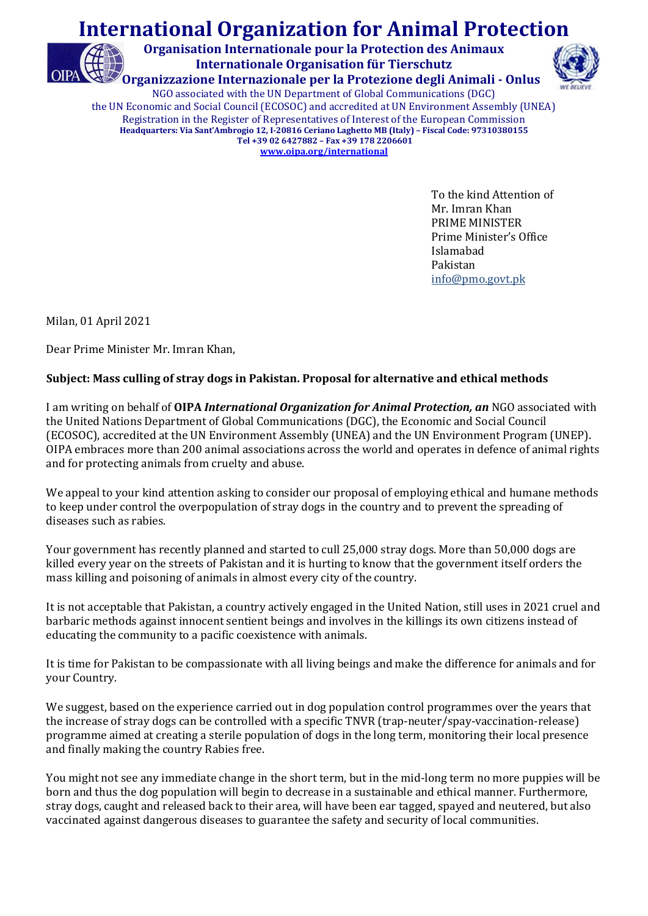# International Organization for Animal Protection

**Organisation Internationale pour la Protection des Animaux**
**Internationale Organisation für Tierschutz**
**Organizzazione Internazionale per la Protezione degli Animali - Onlus**

NGO associated with the UN Department of Global Communications (DGC)
the UN Economic and Social Council (ECOSOC) and accredited at UN Environment Assembly (UNEA)
Registration in the Register of Representatives of Interest of the European Commission
**Headquarters: Via Sant'Ambrogio 12, I-20816 Ceriano Laghetto MB (Italy) – Fiscal Code: 97310380155**
**Tel +39 02 6427882 – Fax +39 178 2206601**
**www.oipa.org/international**

To the kind Attention of
Mr. Imran Khan
PRIME MINISTER
Prime Minister's Office
Islamabad
Pakistan
info@pmo.govt.pk

Milan, 01 April 2021

Dear Prime Minister Mr. Imran Khan,

**Subject: Mass culling of stray dogs in Pakistan. Proposal for alternative and ethical methods**

I am writing on behalf of **OIPA *International Organization for Animal Protection, an*** NGO associated with the United Nations Department of Global Communications (DGC), the Economic and Social Council (ECOSOC), accredited at the UN Environment Assembly (UNEA) and the UN Environment Program (UNEP). OIPA embraces more than 200 animal associations across the world and operates in defence of animal rights and for protecting animals from cruelty and abuse.

We appeal to your kind attention asking to consider our proposal of employing ethical and humane methods to keep under control the overpopulation of stray dogs in the country and to prevent the spreading of diseases such as rabies.

Your government has recently planned and started to cull 25,000 stray dogs. More than 50,000 dogs are killed every year on the streets of Pakistan and it is hurting to know that the government itself orders the mass killing and poisoning of animals in almost every city of the country.

It is not acceptable that Pakistan, a country actively engaged in the United Nation, still uses in 2021 cruel and barbaric methods against innocent sentient beings and involves in the killings its own citizens instead of educating the community to a pacific coexistence with animals.

It is time for Pakistan to be compassionate with all living beings and make the difference for animals and for your Country.

We suggest, based on the experience carried out in dog population control programmes over the years that the increase of stray dogs can be controlled with a specific TNVR (trap-neuter/spay-vaccination-release) programme aimed at creating a sterile population of dogs in the long term, monitoring their local presence and finally making the country Rabies free.

You might not see any immediate change in the short term, but in the mid-long term no more puppies will be born and thus the dog population will begin to decrease in a sustainable and ethical manner. Furthermore, stray dogs, caught and released back to their area, will have been ear tagged, spayed and neutered, but also vaccinated against dangerous diseases to guarantee the safety and security of local communities.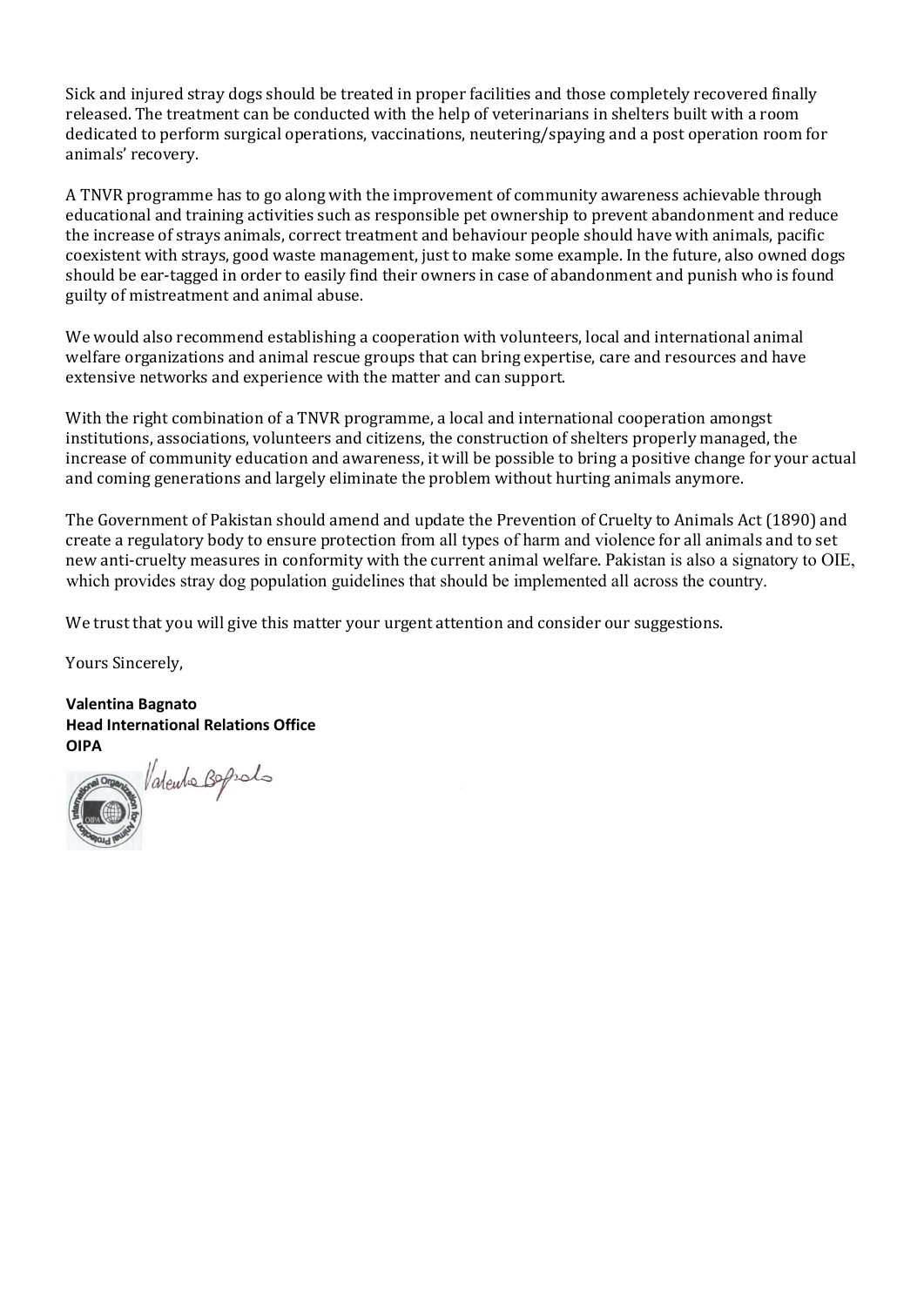Sick and injured stray dogs should be treated in proper facilities and those completely recovered finally released. The treatment can be conducted with the help of veterinarians in shelters built with a room dedicated to perform surgical operations, vaccinations, neutering/spaying and a post operation room for animals' recovery.

A TNVR programme has to go along with the improvement of community awareness achievable through educational and training activities such as responsible pet ownership to prevent abandonment and reduce the increase of strays animals, correct treatment and behaviour people should have with animals, pacific coexistent with strays, good waste management, just to make some example. In the future, also owned dogs should be ear-tagged in order to easily find their owners in case of abandonment and punish who is found guilty of mistreatment and animal abuse.

We would also recommend establishing a cooperation with volunteers, local and international animal welfare organizations and animal rescue groups that can bring expertise, care and resources and have extensive networks and experience with the matter and can support.

With the right combination of a TNVR programme, a local and international cooperation amongst institutions, associations, volunteers and citizens, the construction of shelters properly managed, the increase of community education and awareness, it will be possible to bring a positive change for your actual and coming generations and largely eliminate the problem without hurting animals anymore.

The Government of Pakistan should amend and update the Prevention of Cruelty to Animals Act (1890) and create a regulatory body to ensure protection from all types of harm and violence for all animals and to set new anti-cruelty measures in conformity with the current animal welfare. Pakistan is also a signatory to OIE, which provides stray dog population guidelines that should be implemented all across the country.

We trust that you will give this matter your urgent attention and consider our suggestions.

Yours Sincerely,

**Valentina Bagnato**
**Head International Relations Office**
**OIPA**